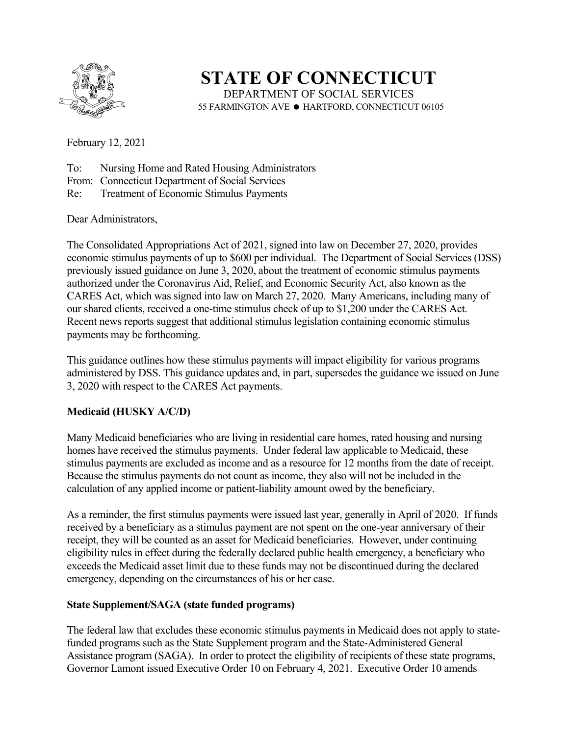# STATE OF CONNECTICUT

DEPARTMENT OF SOCIAL SERVICES
55 FARMINGTON AVE ● HARTFORD, CONNECTICUT 06105

February 12, 2021

To: Nursing Home and Rated Housing Administrators
From: Connecticut Department of Social Services
Re: Treatment of Economic Stimulus Payments

Dear Administrators,

The Consolidated Appropriations Act of 2021, signed into law on December 27, 2020, provides economic stimulus payments of up to $600 per individual. The Department of Social Services (DSS) previously issued guidance on June 3, 2020, about the treatment of economic stimulus payments authorized under the Coronavirus Aid, Relief, and Economic Security Act, also known as the CARES Act, which was signed into law on March 27, 2020. Many Americans, including many of our shared clients, received a one-time stimulus check of up to $1,200 under the CARES Act. Recent news reports suggest that additional stimulus legislation containing economic stimulus payments may be forthcoming.

This guidance outlines how these stimulus payments will impact eligibility for various programs administered by DSS. This guidance updates and, in part, supersedes the guidance we issued on June 3, 2020 with respect to the CARES Act payments.

**Medicaid (HUSKY A/C/D)**

Many Medicaid beneficiaries who are living in residential care homes, rated housing and nursing homes have received the stimulus payments. Under federal law applicable to Medicaid, these stimulus payments are excluded as income and as a resource for 12 months from the date of receipt. Because the stimulus payments do not count as income, they also will not be included in the calculation of any applied income or patient-liability amount owed by the beneficiary.

As a reminder, the first stimulus payments were issued last year, generally in April of 2020. If funds received by a beneficiary as a stimulus payment are not spent on the one-year anniversary of their receipt, they will be counted as an asset for Medicaid beneficiaries. However, under continuing eligibility rules in effect during the federally declared public health emergency, a beneficiary who exceeds the Medicaid asset limit due to these funds may not be discontinued during the declared emergency, depending on the circumstances of his or her case.

**State Supplement/SAGA (state funded programs)**

The federal law that excludes these economic stimulus payments in Medicaid does not apply to state-funded programs such as the State Supplement program and the State-Administered General Assistance program (SAGA). In order to protect the eligibility of recipients of these state programs, Governor Lamont issued Executive Order 10 on February 4, 2021. Executive Order 10 amends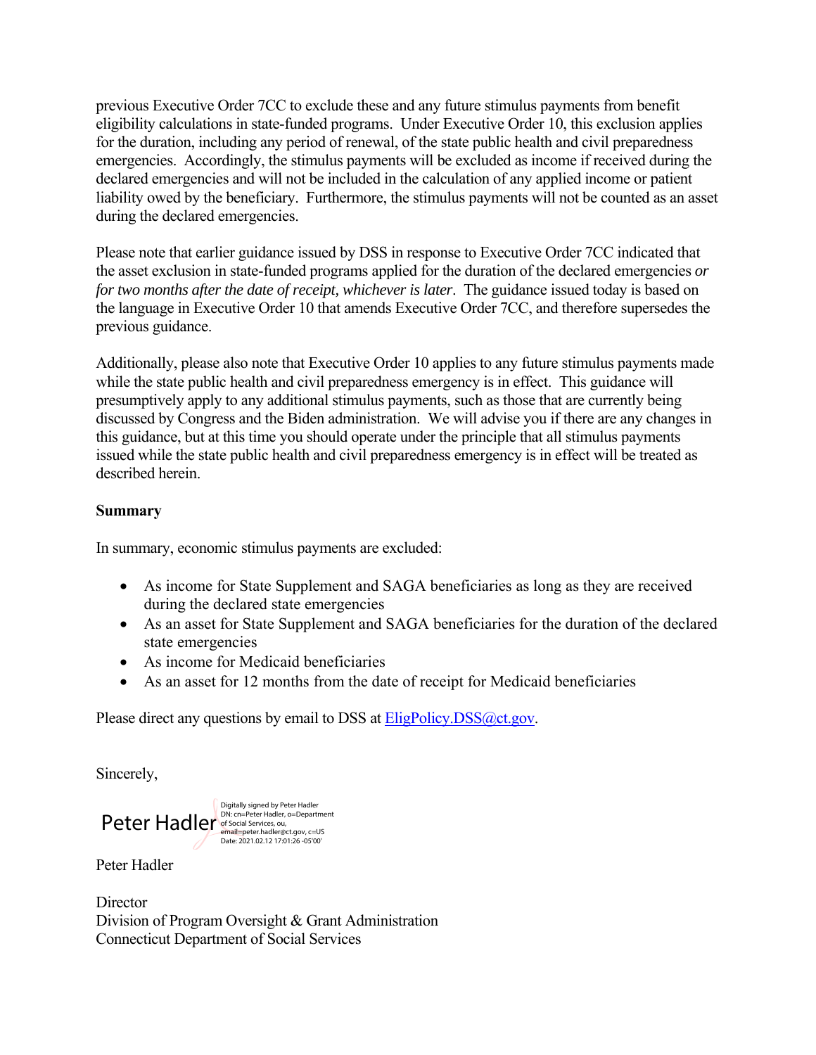previous Executive Order 7CC to exclude these and any future stimulus payments from benefit eligibility calculations in state-funded programs. Under Executive Order 10, this exclusion applies for the duration, including any period of renewal, of the state public health and civil preparedness emergencies. Accordingly, the stimulus payments will be excluded as income if received during the declared emergencies and will not be included in the calculation of any applied income or patient liability owed by the beneficiary. Furthermore, the stimulus payments will not be counted as an asset during the declared emergencies.

Please note that earlier guidance issued by DSS in response to Executive Order 7CC indicated that the asset exclusion in state-funded programs applied for the duration of the declared emergencies *or for two months after the date of receipt, whichever is later*. The guidance issued today is based on the language in Executive Order 10 that amends Executive Order 7CC, and therefore supersedes the previous guidance.

Additionally, please also note that Executive Order 10 applies to any future stimulus payments made while the state public health and civil preparedness emergency is in effect. This guidance will presumptively apply to any additional stimulus payments, such as those that are currently being discussed by Congress and the Biden administration. We will advise you if there are any changes in this guidance, but at this time you should operate under the principle that all stimulus payments issued while the state public health and civil preparedness emergency is in effect will be treated as described herein.

**Summary**

In summary, economic stimulus payments are excluded:

- As income for State Supplement and SAGA beneficiaries as long as they are received during the declared state emergencies
- As an asset for State Supplement and SAGA beneficiaries for the duration of the declared state emergencies
- As income for Medicaid beneficiaries
- As an asset for 12 months from the date of receipt for Medicaid beneficiaries

Please direct any questions by email to DSS at EligPolicy.DSS@ct.gov.

Sincerely,

Peter Hadler

Digitally signed by Peter Hadler
DN: cn=Peter Hadler, o=Department of Social Services, ou, email=peter.hadler@ct.gov, c=US
Date: 2021.02.12 17:01:26 -05'00'

Peter Hadler

Director
Division of Program Oversight & Grant Administration
Connecticut Department of Social Services